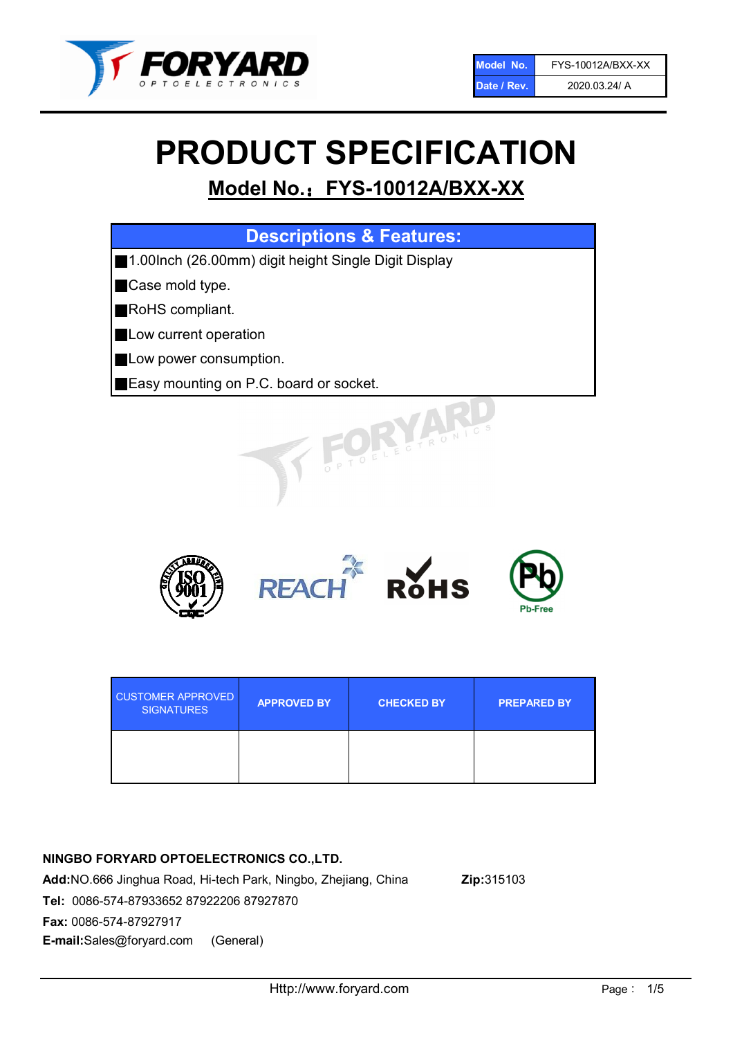| Model No. | FYS-10012A/BXX-XX |
| --- | --- |
| Date / Rev. | 2020.03.24/ A |

# PRODUCT SPECIFICATION

## Model No.：FYS-10012A/BXX-XX

| Descriptions & Features: |
| --- |
| ■1.00Inch (26.00mm) digit height Single Digit Display |
| ■Case mold type. |
| ■RoHS compliant. |
| ■Low current operation |
| ■Low power consumption. |
| ■Easy mounting on P.C. board or socket. |

| CUSTOMER APPROVED SIGNATURES | APPROVED BY | CHECKED BY | PREPARED BY |
| --- | --- | --- | --- |
| | | | |

**NINGBO FORYARD OPTOELECTRONICS CO.,LTD.**

**Add:**NO.666 Jinghua Road, Hi-tech Park, Ningbo, Zhejiang, China **Zip:**315103

**Tel:** 0086-574-87933652 87922206 87927870

**Fax:** 0086-574-87927917

**E-mail:**Sales@foryard.com (General)

Http://www.foryard.com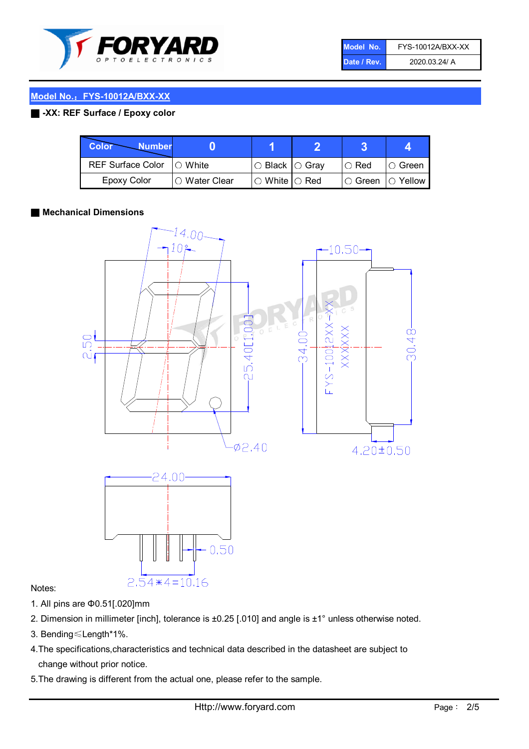| Model No. | FYS-10012A/BXX-XX |
|---|---|
| Date / Rev. | 2020.03.24/ A |

## Model No.：FYS-10012A/BXX-XX

### -XX: REF Surface / Epoxy color

| Color \ Number | 0 | 1 | 2 | 3 | 4 |
|---|---|---|---|---|---|
| REF Surface Color | ○ White | ○ Black | ○ Gray | ○ Red | ○ Green |
| Epoxy Color | ○ Water Clear | ○ White | ○ Red | ○ Green | ○ Yellow |

### Mechanical Dimensions

Notes:

1. All pins are Φ0.51[.020]mm
2. Dimension in millimeter [inch], tolerance is ±0.25 [.010] and angle is ±1° unless otherwise noted.
3. Bending≤Length*1%.
4. The specifications,characteristics and technical data described in the datasheet are subject to change without prior notice.
5. The drawing is different from the actual one, please refer to the sample.

Http://www.foryard.com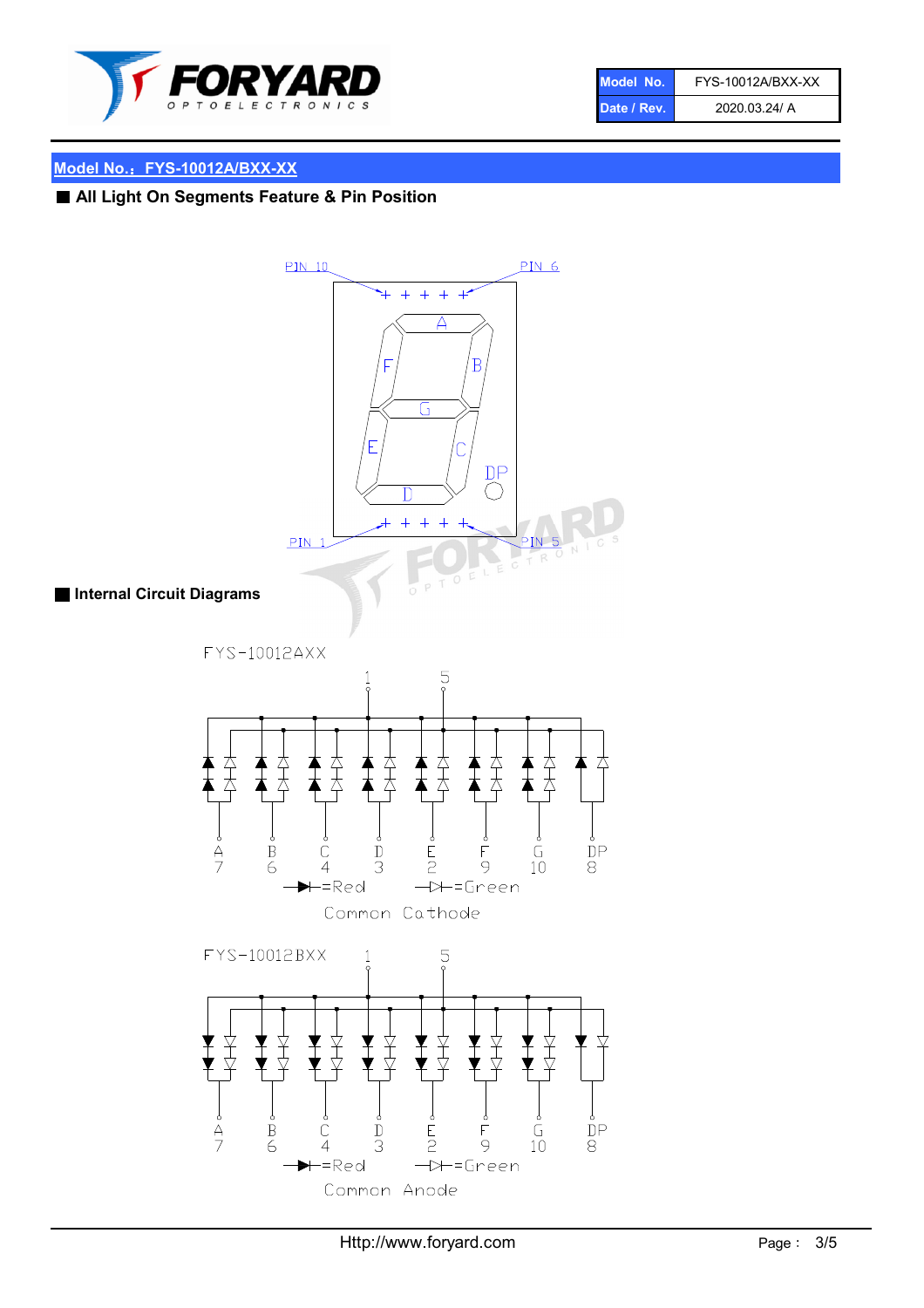| Model No. | FYS-10012A/BXX-XX |
| --- | --- |
| Date / Rev. | 2020.03.24/ A |

## Model No.：FYS-10012A/BXX-XX

### ■ All Light On Segments Feature & Pin Position

PIN 10 PIN 6

A F B G E C D DP

PIN 1 PIN 5

### ■ Internal Circuit Diagrams

FYS-10012AXX

1 5

A 7, B 6, C 4, D 3, E 2, F 9, G 10, DP 8

=Red =Green

Common Cathode

FYS-10012BXX

1 5

A 7, B 6, C 4, D 3, E 2, F 9, G 10, DP 8

=Red =Green

Common Anode

Http://www.foryard.com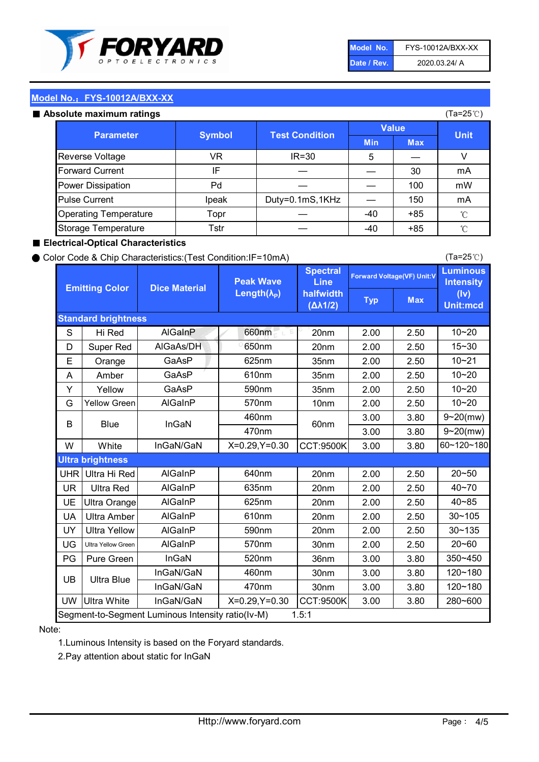| Model No. | FYS-10012A/BXX-XX |
|---|---|
| Date / Rev. | 2020.03.24/ A |

## Model No.：FYS-10012A/BXX-XX

■ **Absolute maximum ratings** (Ta=25℃)

| Parameter | Symbol | Test Condition | Value | | Unit |
|---|---|---|---|---|---|
| | | | Min | Max | |
| Reverse Voltage | VR | IR=30 | 5 | — | V |
| Forward Current | IF | — | — | 30 | mA |
| Power Dissipation | Pd | — | — | 100 | mW |
| Pulse Current | Ipeak | Duty=0.1mS,1KHz | — | 150 | mA |
| Operating Temperature | Topr | — | -40 | +85 | ℃ |
| Storage Temperature | Tstr | — | -40 | +85 | ℃ |

■ **Electrical-Optical Characteristics**

● Color Code & Chip Characteristics:(Test Condition:IF=10mA) (Ta=25℃)

| Emitting Color | | Dice Material | Peak Wave Length($\lambda_P$) | Spectral Line halfwidth ($\Delta\lambda 1/2$) | Forward Voltage(VF) Unit:V | | Luminous Intensity (Iv) Unit:mcd |
|---|---|---|---|---|---|---|---|
| | | | | | Typ | Max | |
| **Standard brightness** | | | | | | | |
| S | Hi Red | AlGaInP | 660nm | 20nm | 2.00 | 2.50 | 10~20 |
| D | Super Red | AlGaAs/DH | 650nm | 20nm | 2.00 | 2.50 | 15~30 |
| E | Orange | GaAsP | 625nm | 35nm | 2.00 | 2.50 | 10~21 |
| A | Amber | GaAsP | 610nm | 35nm | 2.00 | 2.50 | 10~20 |
| Y | Yellow | GaAsP | 590nm | 35nm | 2.00 | 2.50 | 10~20 |
| G | Yellow Green | AlGaInP | 570nm | 10nm | 2.00 | 2.50 | 10~20 |
| B | Blue | InGaN | 460nm | 60nm | 3.00 | 3.80 | 9~20(mw) |
| | | | 470nm | | 3.00 | 3.80 | 9~20(mw) |
| W | White | InGaN/GaN | X=0.29,Y=0.30 | CCT:9500K | 3.00 | 3.80 | 60~120~180 |
| **Ultra brightness** | | | | | | | |
| UHR | Ultra Hi Red | AlGaInP | 640nm | 20nm | 2.00 | 2.50 | 20~50 |
| UR | Ultra Red | AlGaInP | 635nm | 20nm | 2.00 | 2.50 | 40~70 |
| UE | Ultra Orange | AlGaInP | 625nm | 20nm | 2.00 | 2.50 | 40~85 |
| UA | Ultra Amber | AlGaInP | 610nm | 20nm | 2.00 | 2.50 | 30~105 |
| UY | Ultra Yellow | AlGaInP | 590nm | 20nm | 2.00 | 2.50 | 30~135 |
| UG | Ultra Yellow Green | AlGaInP | 570nm | 30nm | 2.00 | 2.50 | 20~60 |
| PG | Pure Green | InGaN | 520nm | 36nm | 3.00 | 3.80 | 350~450 |
| UB | Ultra Blue | InGaN/GaN | 460nm | 30nm | 3.00 | 3.80 | 120~180 |
| | | InGaN/GaN | 470nm | 30nm | 3.00 | 3.80 | 120~180 |
| UW | Ultra White | InGaN/GaN | X=0.29,Y=0.30 | CCT:9500K | 3.00 | 3.80 | 280~600 |
| Segment-to-Segment Luminous Intensity ratio(Iv-M) | | | | 1.5:1 | | | |

Note:

1.Luminous Intensity is based on the Foryard standards.

2.Pay attention about static for InGaN

Http://www.foryard.com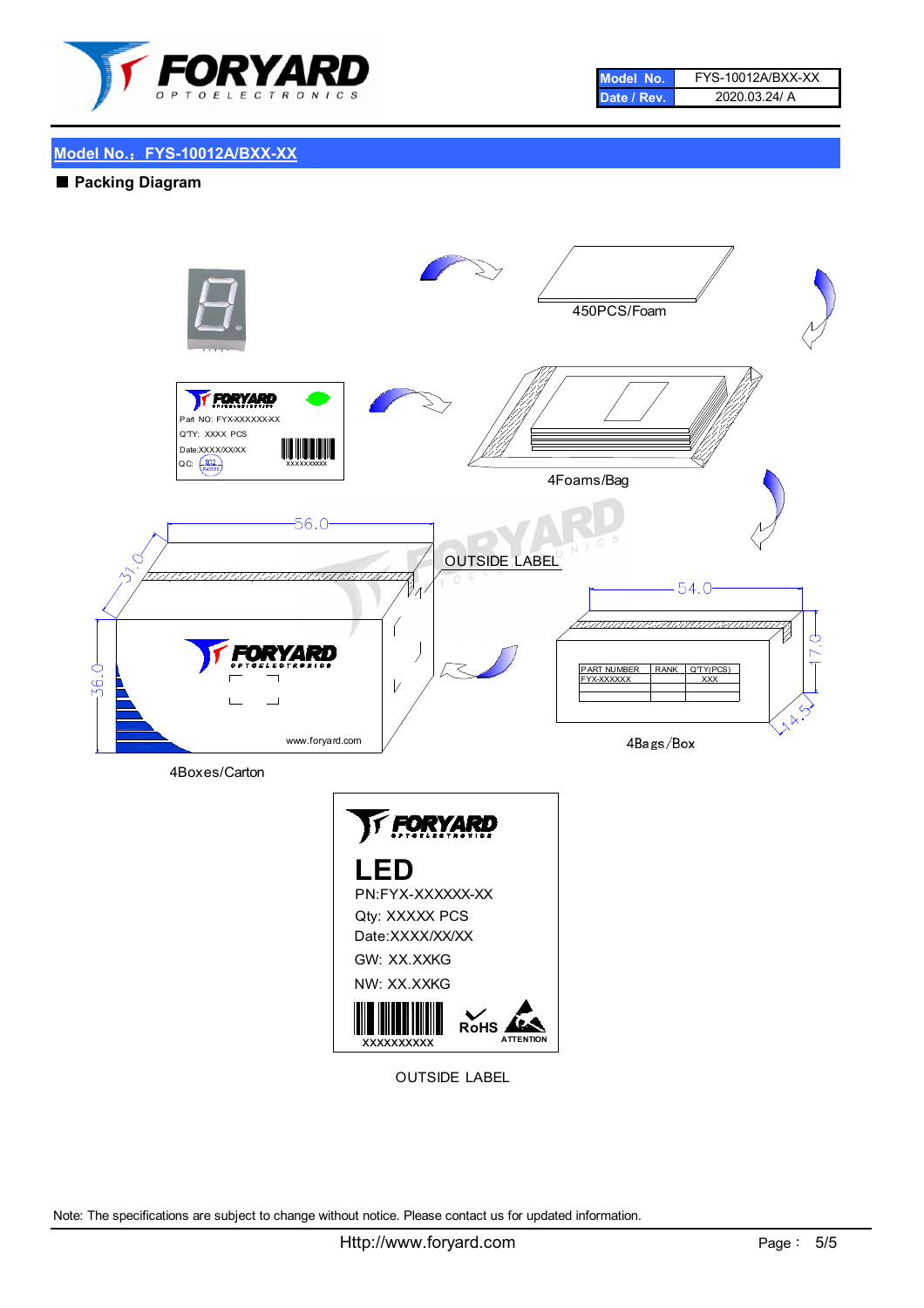## Model No.: FYS-10012A/BXX-XX

### ■ Packing Diagram

450PCS/Foam

Part NO: FYX-XXXXXXX-XX
Q'TY: XXXX PCS
Date:XXXX/XX/XX
QC:

4Foams/Bag

56.0

31.0

36.0

OUTSIDE LABEL

www.foryard.com

4Boxes/Carton

54.0

17.0

14.5

| PART NUMBER | RANK | Q'TY(PCS) |
|---|---|---|
| FYX-XXXXXX | | XXX |

4Bags/Box

LED
PN:FYX-XXXXXX-XX
Qty: XXXXX PCS
Date:XXXX/XX/XX
GW: XX.XXKG
NW: XX.XXKG
XXXXXXXXXX
RoHS
ATTENTION

OUTSIDE LABEL

Note: The specifications are subject to change without notice. Please contact us for updated information.